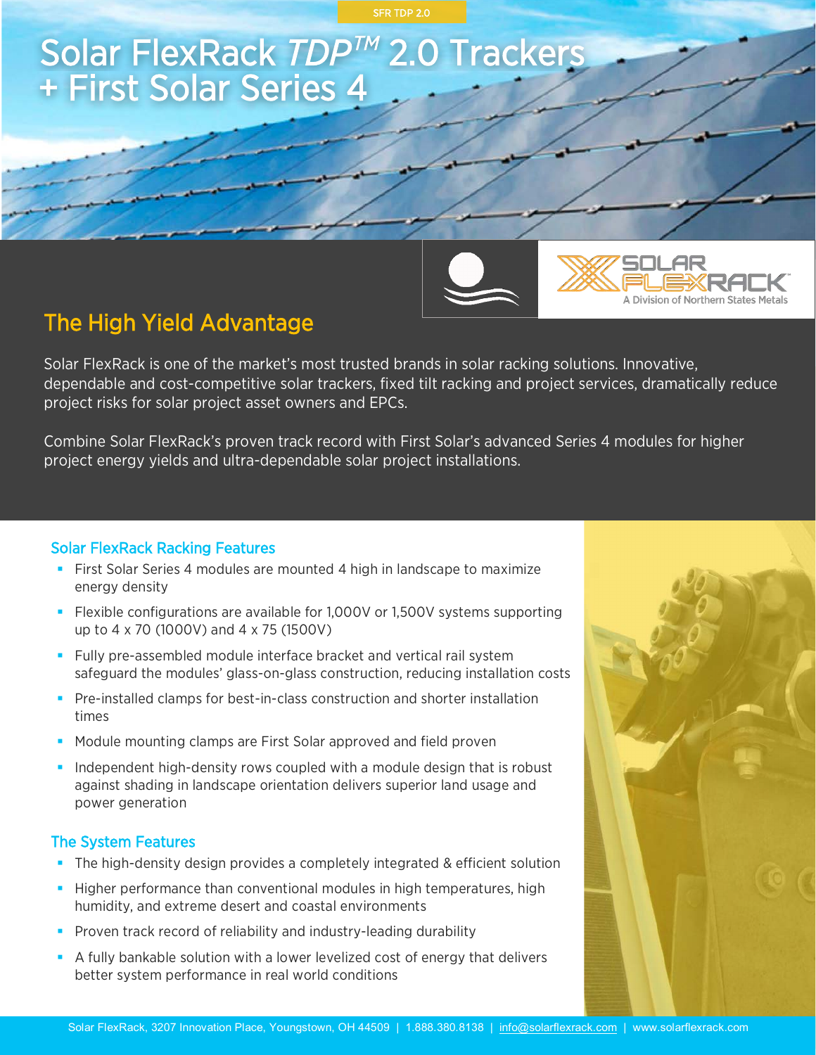SFR TDP 2.0

# Solar FlexRack *TDP*™ 2.0 Trackers + First Solar Series 4

SOLAR FLEXRACK
A Division of Northern States Metals

## The High Yield Advantage

Solar FlexRack is one of the market's most trusted brands in solar racking solutions. Innovative, dependable and cost-competitive solar trackers, fixed tilt racking and project services, dramatically reduce project risks for solar project asset owners and EPCs.

Combine Solar FlexRack's proven track record with First Solar's advanced Series 4 modules for higher project energy yields and ultra-dependable solar project installations.

### Solar FlexRack Racking Features

- First Solar Series 4 modules are mounted 4 high in landscape to maximize energy density
- Flexible configurations are available for 1,000V or 1,500V systems supporting up to 4 x 70 (1000V) and 4 x 75 (1500V)
- Fully pre-assembled module interface bracket and vertical rail system safeguard the modules' glass-on-glass construction, reducing installation costs
- Pre-installed clamps for best-in-class construction and shorter installation times
- Module mounting clamps are First Solar approved and field proven
- Independent high-density rows coupled with a module design that is robust against shading in landscape orientation delivers superior land usage and power generation

### The System Features

- The high-density design provides a completely integrated & efficient solution
- Higher performance than conventional modules in high temperatures, high humidity, and extreme desert and coastal environments
- Proven track record of reliability and industry-leading durability
- A fully bankable solution with a lower levelized cost of energy that delivers better system performance in real world conditions

Solar FlexRack, 3207 Innovation Place, Youngstown, OH 44509 | 1.888.380.8138 | info@solarflexrack.com | www.solarflexrack.com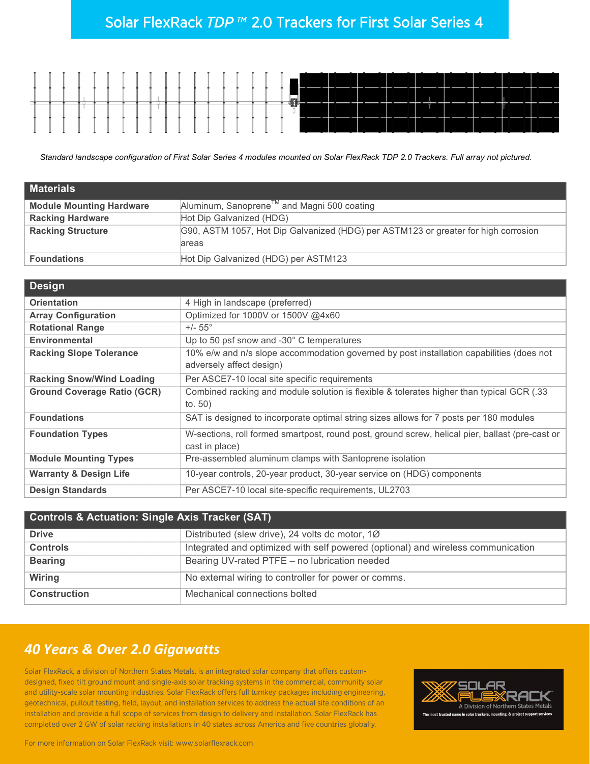# Solar FlexRack *TDP* ™ 2.0 Trackers for First Solar Series 4

*Standard landscape configuration of First Solar Series 4 modules mounted on Solar FlexRack TDP 2.0 Trackers. Full array not pictured.*

| Materials | |
|---|---|
| **Module Mounting Hardware** | Aluminum, Sanoprene™ and Magni 500 coating |
| **Racking Hardware** | Hot Dip Galvanized (HDG) |
| **Racking Structure** | G90, ASTM 1057, Hot Dip Galvanized (HDG) per ASTM123 or greater for high corrosion areas |
| **Foundations** | Hot Dip Galvanized (HDG) per ASTM123 |

| Design | |
|---|---|
| **Orientation** | 4 High in landscape (preferred) |
| **Array Configuration** | Optimized for 1000V or 1500V @4x60 |
| **Rotational Range** | +/- 55° |
| **Environmental** | Up to 50 psf snow and -30° C temperatures |
| **Racking Slope Tolerance** | 10% e/w and n/s slope accommodation governed by post installation capabilities (does not adversely affect design) |
| **Racking Snow/Wind Loading** | Per ASCE7-10 local site specific requirements |
| **Ground Coverage Ratio (GCR)** | Combined racking and module solution is flexible & tolerates higher than typical GCR (.33 to. 50) |
| **Foundations** | SAT is designed to incorporate optimal string sizes allows for 7 posts per 180 modules |
| **Foundation Types** | W-sections, roll formed smartpost, round post, ground screw, helical pier, ballast (pre-cast or cast in place) |
| **Module Mounting Types** | Pre-assembled aluminum clamps with Santoprene isolation |
| **Warranty & Design Life** | 10-year controls, 20-year product, 30-year service on (HDG) components |
| **Design Standards** | Per ASCE7-10 local site-specific requirements, UL2703 |

| Controls & Actuation: Single Axis Tracker (SAT) | |
|---|---|
| **Drive** | Distributed (slew drive), 24 volts dc motor, 1Ø |
| **Controls** | Integrated and optimized with self powered (optional) and wireless communication |
| **Bearing** | Bearing UV-rated PTFE – no lubrication needed |
| **Wiring** | No external wiring to controller for power or comms. |
| **Construction** | Mechanical connections bolted |

## *40 Years & Over 2.0 Gigawatts*

Solar FlexRack, a division of Northern States Metals, is an integrated solar company that offers custom-designed, fixed tilt ground mount and single-axis solar tracking systems in the commercial, community solar and utility-scale solar mounting industries. Solar FlexRack offers full turnkey packages including engineering, geotechnical, pullout testing, field, layout, and installation services to address the actual site conditions of an installation and provide a full scope of services from design to delivery and installation. Solar FlexRack has completed over 2 GW of solar racking installations in 40 states across America and five countries globally.

SOLAR FLEXRACK™
A Division of Northern States Metals
The most trusted name in solar trackers, mounting, & project support services

For more information on Solar FlexRack visit: www.solarflexrack.com